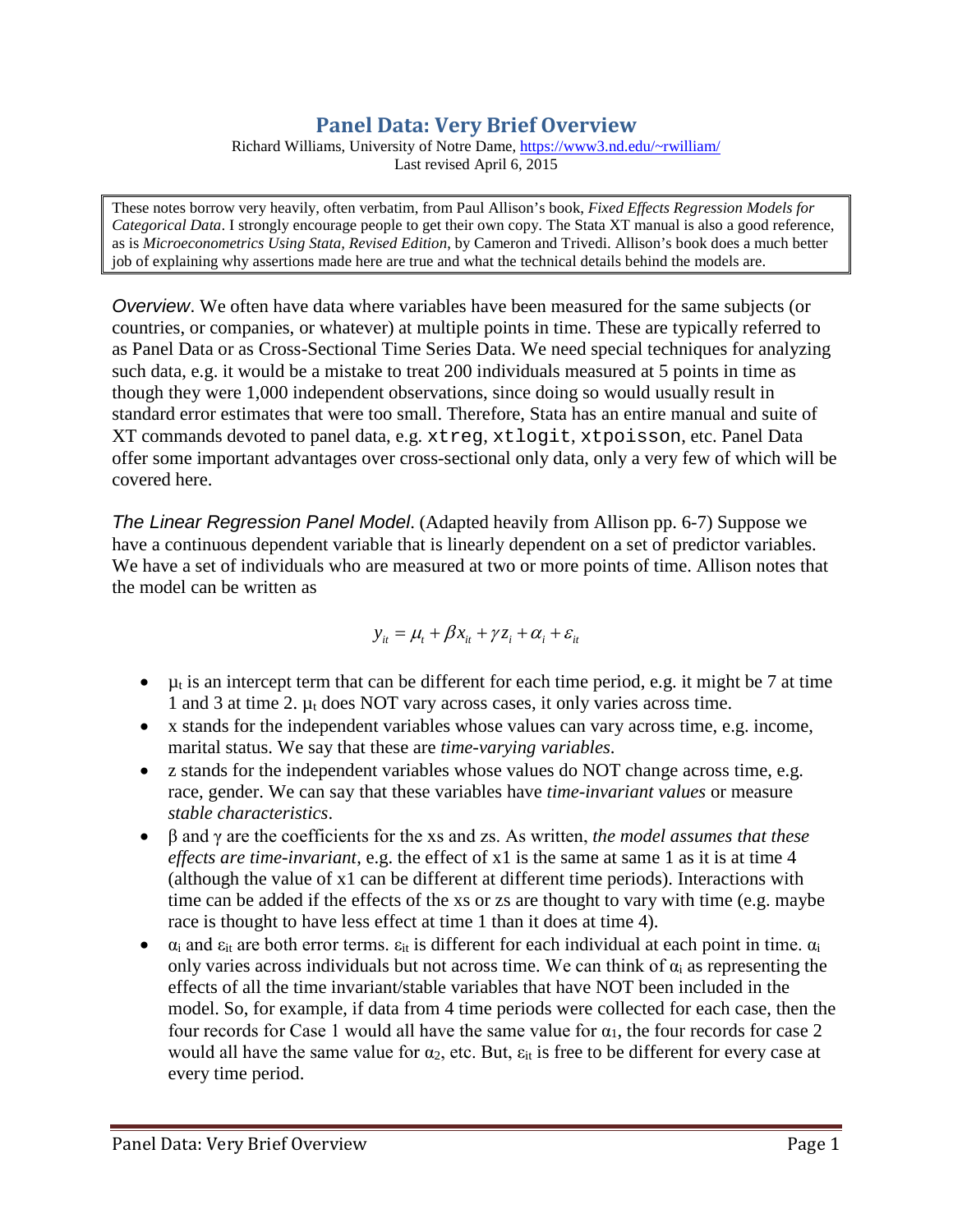# Panel Data: Very Brief Overview

Richard Williams, University of Notre Dame, https://www3.nd.edu/~rwilliam/
Last revised April 6, 2015

> These notes borrow very heavily, often verbatim, from Paul Allison's book, *Fixed Effects Regression Models for Categorical Data*. I strongly encourage people to get their own copy. The Stata XT manual is also a good reference, as is *Microeconometrics Using Stata, Revised Edition*, by Cameron and Trivedi. Allison's book does a much better job of explaining why assertions made here are true and what the technical details behind the models are.

*Overview*. We often have data where variables have been measured for the same subjects (or countries, or companies, or whatever) at multiple points in time. These are typically referred to as Panel Data or as Cross-Sectional Time Series Data. We need special techniques for analyzing such data, e.g. it would be a mistake to treat 200 individuals measured at 5 points in time as though they were 1,000 independent observations, since doing so would usually result in standard error estimates that were too small. Therefore, Stata has an entire manual and suite of XT commands devoted to panel data, e.g. `xtreg`, `xtlogit`, `xtpoisson`, etc. Panel Data offer some important advantages over cross-sectional only data, only a very few of which will be covered here.

*The Linear Regression Panel Model*. (Adapted heavily from Allison pp. 6-7) Suppose we have a continuous dependent variable that is linearly dependent on a set of predictor variables. We have a set of individuals who are measured at two or more points of time. Allison notes that the model can be written as

$$y_{it} = \mu_t + \beta x_{it} + \gamma z_i + \alpha_i + \varepsilon_{it}$$

- $\mu_t$ is an intercept term that can be different for each time period, e.g. it might be 7 at time 1 and 3 at time 2. $\mu_t$ does NOT vary across cases, it only varies across time.
- x stands for the independent variables whose values can vary across time, e.g. income, marital status. We say that these are *time-varying variables*.
- z stands for the independent variables whose values do NOT change across time, e.g. race, gender. We can say that these variables have *time-invariant values* or measure *stable characteristics*.
- $\beta$ and $\gamma$ are the coefficients for the xs and zs. As written, *the model assumes that these effects are time-invariant*, e.g. the effect of x1 is the same at same 1 as it is at time 4 (although the value of x1 can be different at different time periods). Interactions with time can be added if the effects of the xs or zs are thought to vary with time (e.g. maybe race is thought to have less effect at time 1 than it does at time 4).
- $\alpha_i$ and $\varepsilon_{it}$ are both error terms. $\varepsilon_{it}$ is different for each individual at each point in time. $\alpha_i$ only varies across individuals but not across time. We can think of $\alpha_i$ as representing the effects of all the time invariant/stable variables that have NOT been included in the model. So, for example, if data from 4 time periods were collected for each case, then the four records for Case 1 would all have the same value for $\alpha_1$, the four records for case 2 would all have the same value for $\alpha_2$, etc. But, $\varepsilon_{it}$ is free to be different for every case at every time period.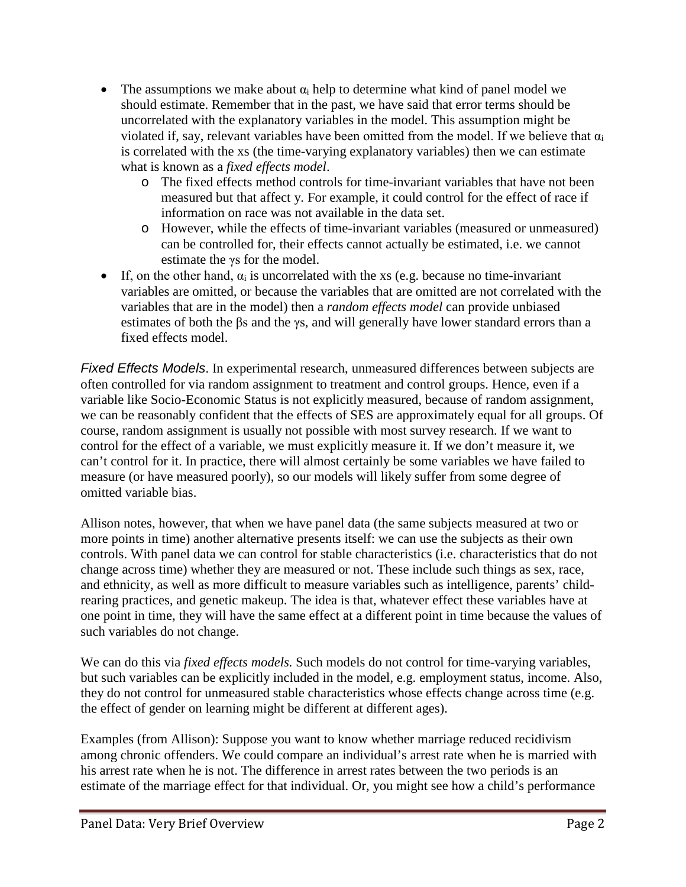- The assumptions we make about $\alpha_i$ help to determine what kind of panel model we should estimate. Remember that in the past, we have said that error terms should be uncorrelated with the explanatory variables in the model. This assumption might be violated if, say, relevant variables have been omitted from the model. If we believe that $\alpha_i$ is correlated with the xs (the time-varying explanatory variables) then we can estimate what is known as a *fixed effects model*.
  - The fixed effects method controls for time-invariant variables that have not been measured but that affect y. For example, it could control for the effect of race if information on race was not available in the data set.
  - However, while the effects of time-invariant variables (measured or unmeasured) can be controlled for, their effects cannot actually be estimated, i.e. we cannot estimate the $\gamma$s for the model.
- If, on the other hand, $\alpha_i$ is uncorrelated with the xs (e.g. because no time-invariant variables are omitted, or because the variables that are omitted are not correlated with the variables that are in the model) then a *random effects model* can provide unbiased estimates of both the $\beta$s and the $\gamma$s, and will generally have lower standard errors than a fixed effects model.

*Fixed Effects Models*. In experimental research, unmeasured differences between subjects are often controlled for via random assignment to treatment and control groups. Hence, even if a variable like Socio-Economic Status is not explicitly measured, because of random assignment, we can be reasonably confident that the effects of SES are approximately equal for all groups. Of course, random assignment is usually not possible with most survey research. If we want to control for the effect of a variable, we must explicitly measure it. If we don't measure it, we can't control for it. In practice, there will almost certainly be some variables we have failed to measure (or have measured poorly), so our models will likely suffer from some degree of omitted variable bias.

Allison notes, however, that when we have panel data (the same subjects measured at two or more points in time) another alternative presents itself: we can use the subjects as their own controls. With panel data we can control for stable characteristics (i.e. characteristics that do not change across time) whether they are measured or not. These include such things as sex, race, and ethnicity, as well as more difficult to measure variables such as intelligence, parents' child-rearing practices, and genetic makeup. The idea is that, whatever effect these variables have at one point in time, they will have the same effect at a different point in time because the values of such variables do not change.

We can do this via *fixed effects models.* Such models do not control for time-varying variables, but such variables can be explicitly included in the model, e.g. employment status, income. Also, they do not control for unmeasured stable characteristics whose effects change across time (e.g. the effect of gender on learning might be different at different ages).

Examples (from Allison): Suppose you want to know whether marriage reduced recidivism among chronic offenders. We could compare an individual's arrest rate when he is married with his arrest rate when he is not. The difference in arrest rates between the two periods is an estimate of the marriage effect for that individual. Or, you might see how a child's performance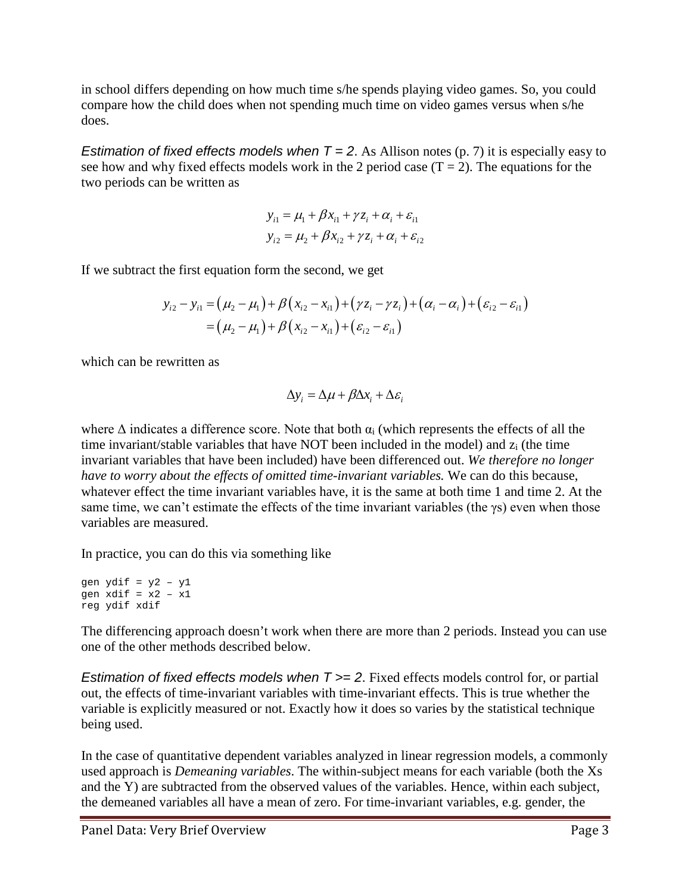in school differs depending on how much time s/he spends playing video games. So, you could compare how the child does when not spending much time on video games versus when s/he does.

*Estimation of fixed effects models when T = 2*. As Allison notes (p. 7) it is especially easy to see how and why fixed effects models work in the 2 period case (T = 2). The equations for the two periods can be written as

$$y_{i1} = \mu_1 + \beta x_{i1} + \gamma z_i + \alpha_i + \varepsilon_{i1}$$
$$y_{i2} = \mu_2 + \beta x_{i2} + \gamma z_i + \alpha_i + \varepsilon_{i2}$$

If we subtract the first equation form the second, we get

$$\begin{aligned} y_{i2} - y_{i1} &= (\mu_2 - \mu_1) + \beta(x_{i2} - x_{i1}) + (\gamma z_i - \gamma z_i) + (\alpha_i - \alpha_i) + (\varepsilon_{i2} - \varepsilon_{i1}) \\ &= (\mu_2 - \mu_1) + \beta(x_{i2} - x_{i1}) + (\varepsilon_{i2} - \varepsilon_{i1}) \end{aligned}$$

which can be rewritten as

$$\Delta y_i = \Delta\mu + \beta \Delta x_i + \Delta\varepsilon_i$$

where $\Delta$ indicates a difference score. Note that both $\alpha_i$ (which represents the effects of all the time invariant/stable variables that have NOT been included in the model) and $z_i$ (the time invariant variables that have been included) have been differenced out. *We therefore no longer have to worry about the effects of omitted time-invariant variables.* We can do this because, whatever effect the time invariant variables have, it is the same at both time 1 and time 2. At the same time, we can't estimate the effects of the time invariant variables (the $\gamma$s) even when those variables are measured.

In practice, you can do this via something like

```
gen ydif = y2 – y1
gen xdif = x2 – x1
reg ydif xdif
```

The differencing approach doesn't work when there are more than 2 periods. Instead you can use one of the other methods described below.

*Estimation of fixed effects models when T >= 2*. Fixed effects models control for, or partial out, the effects of time-invariant variables with time-invariant effects. This is true whether the variable is explicitly measured or not. Exactly how it does so varies by the statistical technique being used.

In the case of quantitative dependent variables analyzed in linear regression models, a commonly used approach is *Demeaning variables*. The within-subject means for each variable (both the Xs and the Y) are subtracted from the observed values of the variables. Hence, within each subject, the demeaned variables all have a mean of zero. For time-invariant variables, e.g. gender, the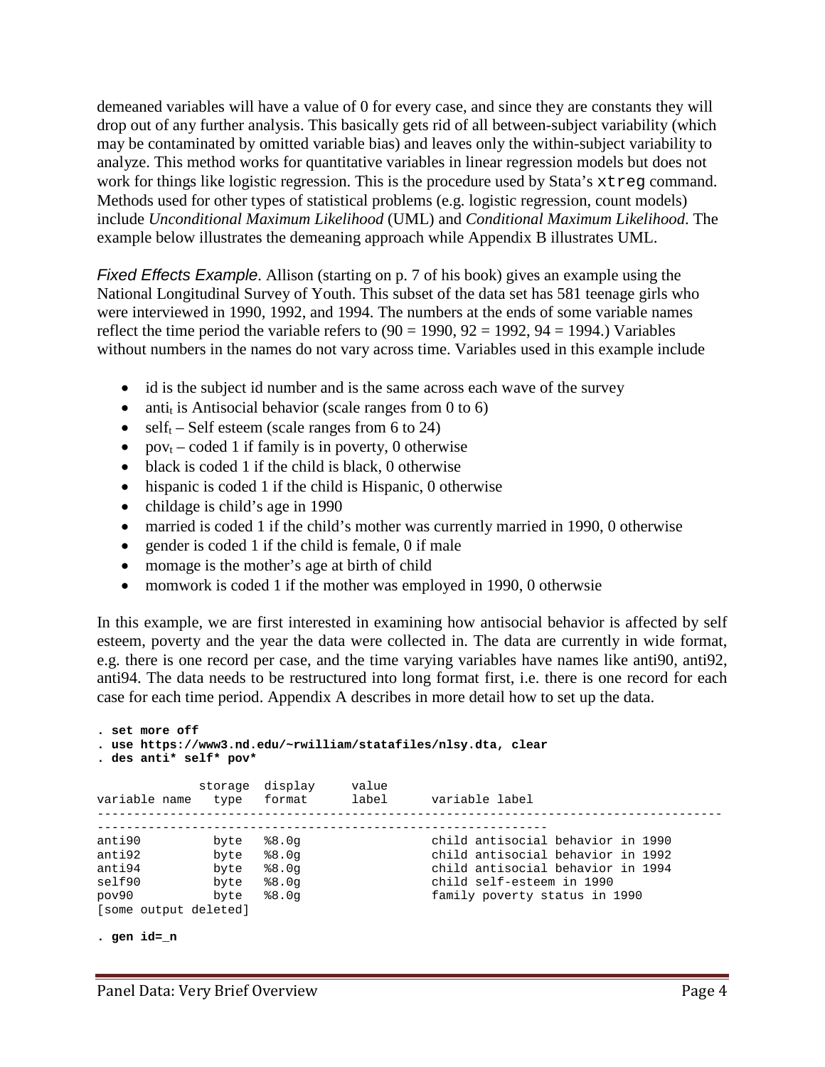demeaned variables will have a value of 0 for every case, and since they are constants they will drop out of any further analysis. This basically gets rid of all between-subject variability (which may be contaminated by omitted variable bias) and leaves only the within-subject variability to analyze. This method works for quantitative variables in linear regression models but does not work for things like logistic regression. This is the procedure used by Stata's `xtreg` command. Methods used for other types of statistical problems (e.g. logistic regression, count models) include *Unconditional Maximum Likelihood* (UML) and *Conditional Maximum Likelihood*. The example below illustrates the demeaning approach while Appendix B illustrates UML.

*Fixed Effects Example*. Allison (starting on p. 7 of his book) gives an example using the National Longitudinal Survey of Youth. This subset of the data set has 581 teenage girls who were interviewed in 1990, 1992, and 1994. The numbers at the ends of some variable names reflect the time period the variable refers to (90 = 1990, 92 = 1992, 94 = 1994.) Variables without numbers in the names do not vary across time. Variables used in this example include

- id is the subject id number and is the same across each wave of the survey
- $anti_t$ is Antisocial behavior (scale ranges from 0 to 6)
- $self_t$ – Self esteem (scale ranges from 6 to 24)
- $pov_t$ – coded 1 if family is in poverty, 0 otherwise
- black is coded 1 if the child is black, 0 otherwise
- hispanic is coded 1 if the child is Hispanic, 0 otherwise
- childage is child's age in 1990
- married is coded 1 if the child's mother was currently married in 1990, 0 otherwise
- gender is coded 1 if the child is female, 0 if male
- momage is the mother's age at birth of child
- momwork is coded 1 if the mother was employed in 1990, 0 otherwsie

In this example, we are first interested in examining how antisocial behavior is affected by self esteem, poverty and the year the data were collected in. The data are currently in wide format, e.g. there is one record per case, and the time varying variables have names like anti90, anti92, anti94. The data needs to be restructured into long format first, i.e. there is one record for each case for each time period. Appendix A describes in more detail how to set up the data.

```
. set more off
. use https://www3.nd.edu/~rwilliam/statafiles/nlsy.dta, clear
. des anti* self* pov*

              storage  display     value
variable name   type   format      label      variable label
-------------------------------------------------------------------------------------
-------------------------------------------------------------
anti90          byte   %8.0g                  child antisocial behavior in 1990
anti92          byte   %8.0g                  child antisocial behavior in 1992
anti94          byte   %8.0g                  child antisocial behavior in 1994
self90          byte   %8.0g                  child self-esteem in 1990
pov90           byte   %8.0g                  family poverty status in 1990
[some output deleted]

. gen id=_n
```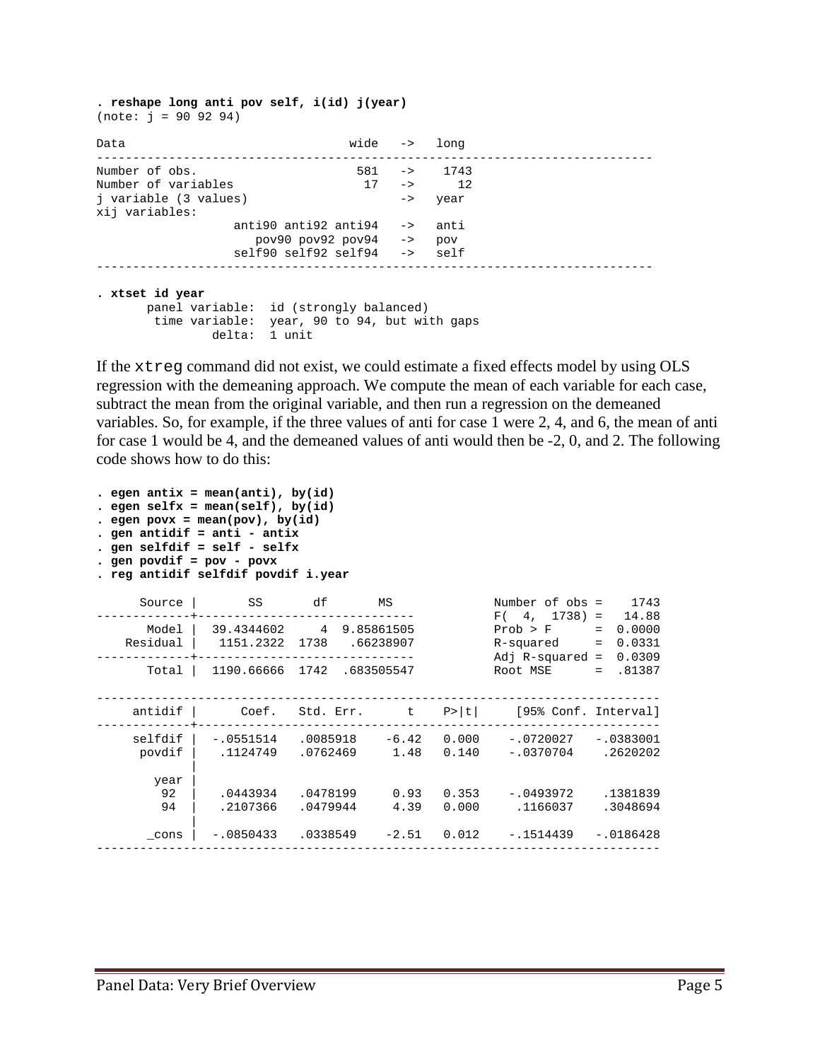```
. reshape long anti pov self, i(id) j(year)
(note: j = 90 92 94)

Data                               wide   ->   long
-----------------------------------------------------------------------------
Number of obs.                      581   ->    1743
Number of variables                  17   ->      12
j variable (3 values)                     ->   year
xij variables:
                   anti90 anti92 anti94   ->   anti
                      pov90 pov92 pov94   ->   pov
                   self90 self92 self94   ->   self
-----------------------------------------------------------------------------

. xtset id year
       panel variable:  id (strongly balanced)
        time variable:  year, 90 to 94, but with gaps
                delta:  1 unit
```

If the `xtreg` command did not exist, we could estimate a fixed effects model by using OLS regression with the demeaning approach. We compute the mean of each variable for each case, subtract the mean from the original variable, and then run a regression on the demeaned variables. So, for example, if the three values of anti for case 1 were 2, 4, and 6, the mean of anti for case 1 would be 4, and the demeaned values of anti would then be -2, 0, and 2. The following code shows how to do this:

```
. egen antix = mean(anti), by(id)
. egen selfx = mean(self), by(id)
. egen povx = mean(pov), by(id)
. gen antidif = anti - antix
. gen selfdif = self - selfx
. gen povdif = pov - povx
. reg antidif selfdif povdif i.year

      Source |       SS       df       MS              Number of obs =    1743
-------------+------------------------------           F(  4,  1738) =   14.88
       Model |  39.4344602     4  9.85861505           Prob > F      =  0.0000
    Residual |   1151.2322  1738   .66238907           R-squared     =  0.0331
-------------+------------------------------           Adj R-squared =  0.0309
       Total |  1190.66666  1742  .683505547           Root MSE      =  .81387

------------------------------------------------------------------------------
     antidif |      Coef.   Std. Err.      t    P>|t|     [95% Conf. Interval]
-------------+----------------------------------------------------------------
     selfdif |  -.0551514   .0085918    -6.42   0.000    -.0720027   -.0383001
      povdif |   .1124749   .0762469     1.48   0.140    -.0370704    .2620202
             |
        year |
         92  |   .0443934   .0478199     0.93   0.353    -.0493972    .1381839
         94  |   .2107366   .0479944     4.39   0.000     .1166037    .3048694
             |
       _cons |  -.0850433   .0338549    -2.51   0.012    -.1514439   -.0186428
------------------------------------------------------------------------------
```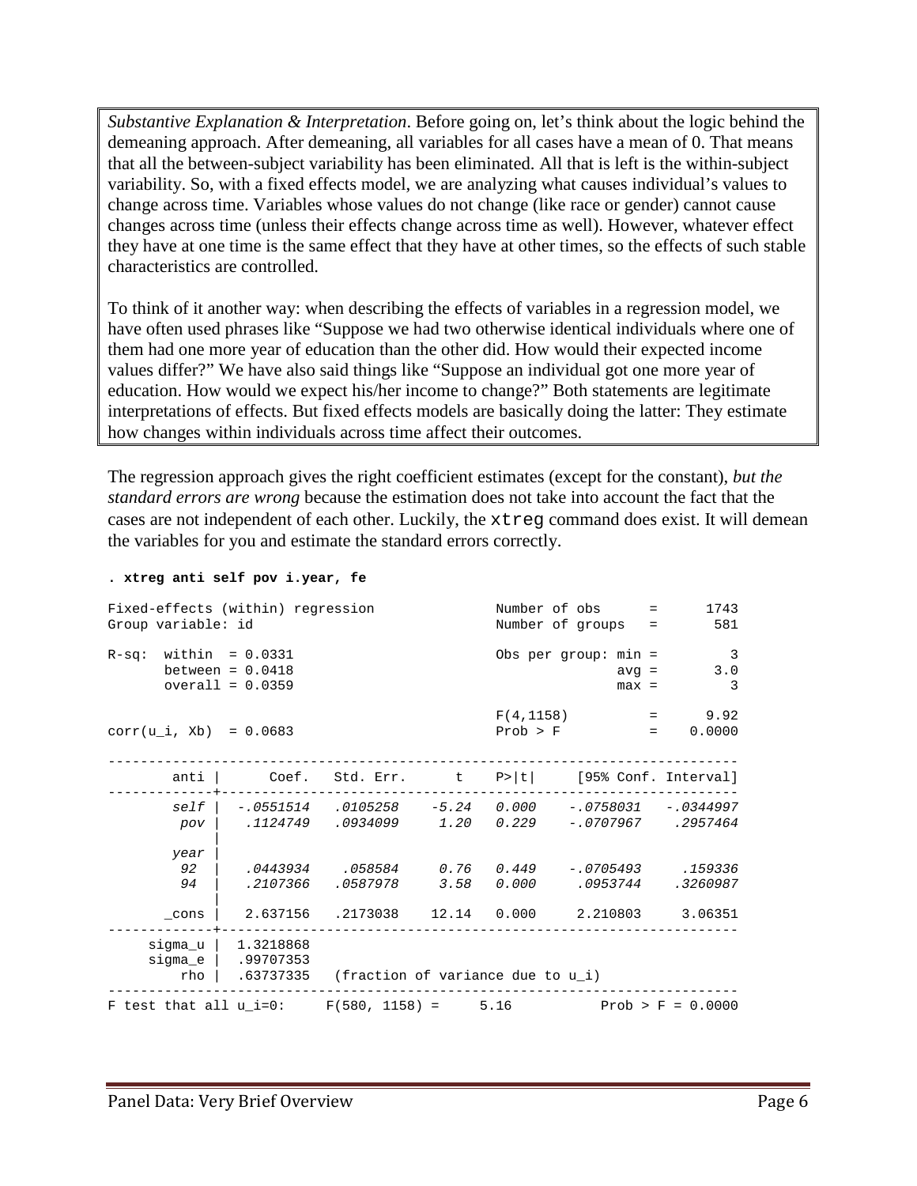*Substantive Explanation & Interpretation*. Before going on, let's think about the logic behind the demeaning approach. After demeaning, all variables for all cases have a mean of 0. That means that all the between-subject variability has been eliminated. All that is left is the within-subject variability. So, with a fixed effects model, we are analyzing what causes individual's values to change across time. Variables whose values do not change (like race or gender) cannot cause changes across time (unless their effects change across time as well). However, whatever effect they have at one time is the same effect that they have at other times, so the effects of such stable characteristics are controlled.

To think of it another way: when describing the effects of variables in a regression model, we have often used phrases like "Suppose we had two otherwise identical individuals where one of them had one more year of education than the other did. How would their expected income values differ?" We have also said things like "Suppose an individual got one more year of education. How would we expect his/her income to change?" Both statements are legitimate interpretations of effects. But fixed effects models are basically doing the latter: They estimate how changes within individuals across time affect their outcomes.

The regression approach gives the right coefficient estimates (except for the constant), *but the standard errors are wrong* because the estimation does not take into account the fact that the cases are not independent of each other. Luckily, the `xtreg` command does exist. It will demean the variables for you and estimate the standard errors correctly.

```
. xtreg anti self pov i.year, fe

Fixed-effects (within) regression               Number of obs      =      1743
Group variable: id                              Number of groups   =       581

R-sq:  within  = 0.0331                         Obs per group: min =         3
       between = 0.0418                                        avg =       3.0
       overall = 0.0359                                        max =         3

                                                F(4,1158)          =      9.92
corr(u_i, Xb)  = 0.0683                         Prob > F           =    0.0000

------------------------------------------------------------------------------
        anti |      Coef.   Std. Err.      t    P>|t|     [95% Conf. Interval]
-------------+----------------------------------------------------------------
        self |  -.0551514   .0105258    -5.24   0.000    -.0758031   -.0344997
         pov |   .1124749   .0934099     1.20   0.229    -.0707967    .2957464
             |
        year |
         92  |   .0443934    .058584     0.76   0.449    -.0705493     .159336
         94  |   .2107366   .0587978     3.58   0.000     .0953744    .3260987
             |
       _cons |   2.637156   .2173038    12.14   0.000     2.210803     3.06351
-------------+----------------------------------------------------------------
     sigma_u |  1.3218868
     sigma_e |  .99707353
         rho |  .63737335   (fraction of variance due to u_i)
------------------------------------------------------------------------------
F test that all u_i=0:     F(580, 1158) =     5.16           Prob > F = 0.0000
```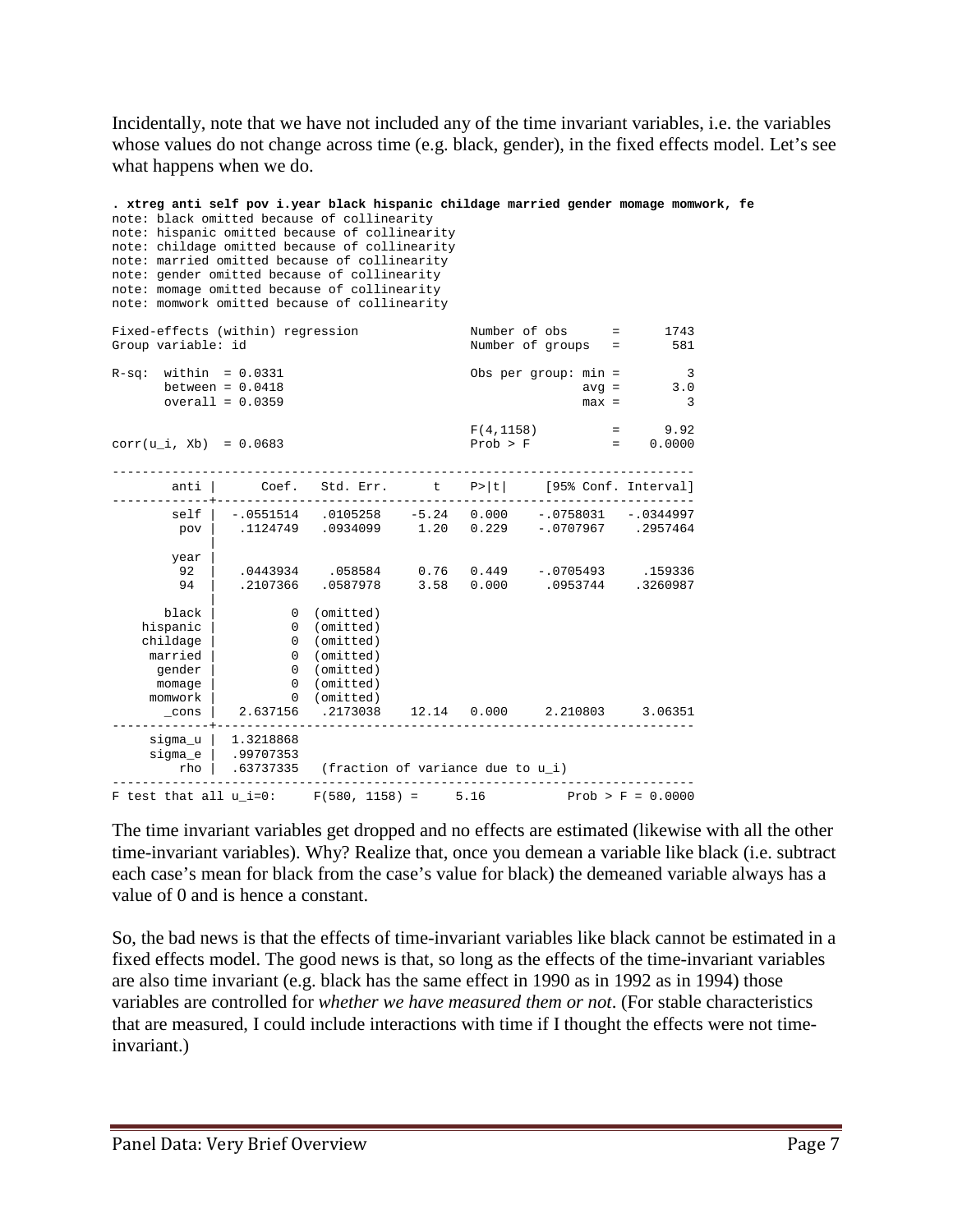Incidentally, note that we have not included any of the time invariant variables, i.e. the variables whose values do not change across time (e.g. black, gender), in the fixed effects model. Let's see what happens when we do.

```
. xtreg anti self pov i.year black hispanic childage married gender momage momwork, fe
note: black omitted because of collinearity
note: hispanic omitted because of collinearity
note: childage omitted because of collinearity
note: married omitted because of collinearity
note: gender omitted because of collinearity
note: momage omitted because of collinearity
note: momwork omitted because of collinearity

Fixed-effects (within) regression               Number of obs      =      1743
Group variable: id                              Number of groups   =       581

R-sq:  within  = 0.0331                         Obs per group: min =         3
       between = 0.0418                                        avg =       3.0
       overall = 0.0359                                        max =         3

                                                F(4,1158)          =      9.92
corr(u_i, Xb)  = 0.0683                         Prob > F           =    0.0000

------------------------------------------------------------------------------
        anti |      Coef.   Std. Err.      t    P>|t|     [95% Conf. Interval]
-------------+----------------------------------------------------------------
        self |  -.0551514   .0105258    -5.24   0.000    -.0758031   -.0344997
         pov |   .1124749   .0934099     1.20   0.229    -.0707967    .2957464
             |
        year |
         92  |   .0443934    .058584     0.76   0.449    -.0705493     .159336
         94  |   .2107366   .0587978     3.58   0.000     .0953744    .3260987
             |
       black |          0  (omitted)
    hispanic |          0  (omitted)
    childage |          0  (omitted)
     married |          0  (omitted)
      gender |          0  (omitted)
      momage |          0  (omitted)
     momwork |          0  (omitted)
       _cons |   2.637156   .2173038    12.14   0.000     2.210803     3.06351
-------------+----------------------------------------------------------------
     sigma_u |  1.3218868
     sigma_e |  .99707353
         rho |  .63737335   (fraction of variance due to u_i)
------------------------------------------------------------------------------
F test that all u_i=0:     F(580, 1158) =     5.16           Prob > F = 0.0000
```

The time invariant variables get dropped and no effects are estimated (likewise with all the other time-invariant variables). Why? Realize that, once you demean a variable like black (i.e. subtract each case's mean for black from the case's value for black) the demeaned variable always has a value of 0 and is hence a constant.

So, the bad news is that the effects of time-invariant variables like black cannot be estimated in a fixed effects model. The good news is that, so long as the effects of the time-invariant variables are also time invariant (e.g. black has the same effect in 1990 as in 1992 as in 1994) those variables are controlled for *whether we have measured them or not*. (For stable characteristics that are measured, I could include interactions with time if I thought the effects were not time-invariant.)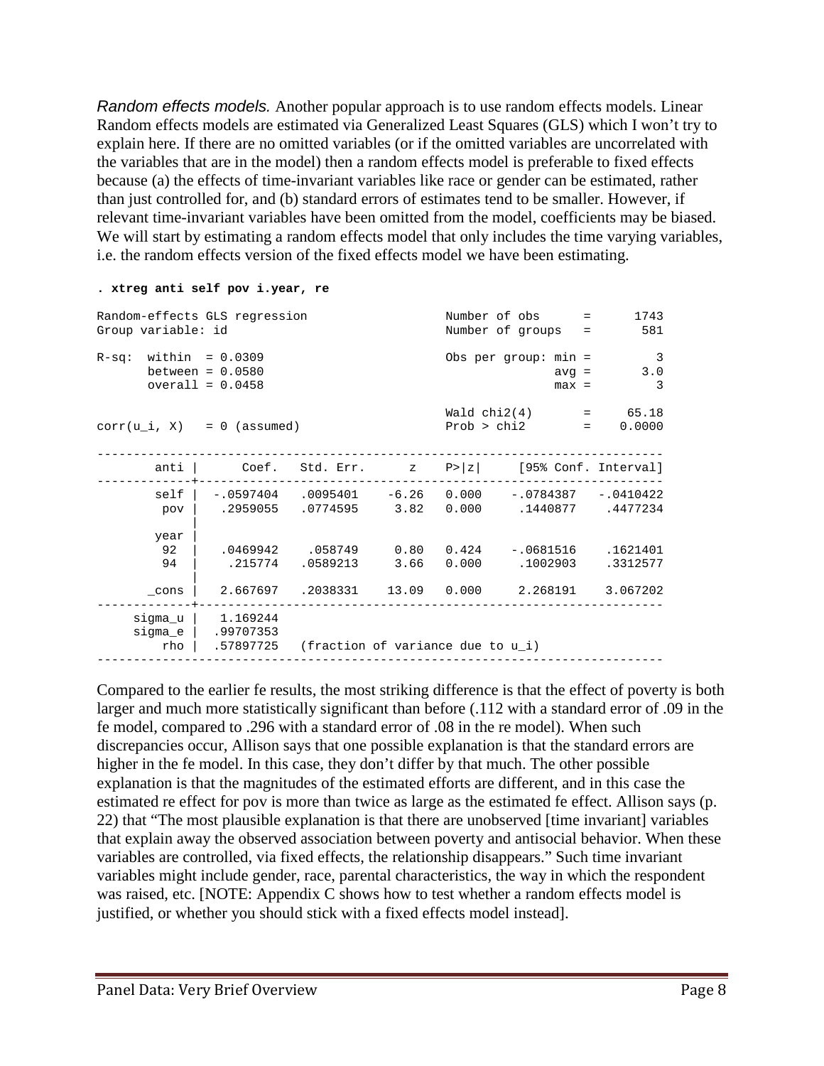*Random effects models.* Another popular approach is to use random effects models. Linear Random effects models are estimated via Generalized Least Squares (GLS) which I won't try to explain here. If there are no omitted variables (or if the omitted variables are uncorrelated with the variables that are in the model) then a random effects model is preferable to fixed effects because (a) the effects of time-invariant variables like race or gender can be estimated, rather than just controlled for, and (b) standard errors of estimates tend to be smaller. However, if relevant time-invariant variables have been omitted from the model, coefficients may be biased. We will start by estimating a random effects model that only includes the time varying variables, i.e. the random effects version of the fixed effects model we have been estimating.

```
. xtreg anti self pov i.year, re

Random-effects GLS regression                   Number of obs      =      1743
Group variable: id                              Number of groups   =       581

R-sq:  within  = 0.0309                         Obs per group: min =         3
       between = 0.0580                                        avg =       3.0
       overall = 0.0458                                        max =         3

                                                Wald chi2(4)       =     65.18
corr(u_i, X)   = 0 (assumed)                    Prob > chi2        =    0.0000

------------------------------------------------------------------------------
        anti |      Coef.   Std. Err.      z    P>|z|     [95% Conf. Interval]
-------------+----------------------------------------------------------------
        self |  -.0597404   .0095401    -6.26   0.000    -.0784387   -.0410422
         pov |   .2959055   .0774595     3.82   0.000     .1440877    .4477234
             |
        year |
          92 |   .0469942    .058749     0.80   0.424    -.0681516    .1621401
          94 |    .215774   .0589213     3.66   0.000     .1002903    .3312577
             |
       _cons |   2.667697   .2038331    13.09   0.000     2.268191    3.067202
-------------+----------------------------------------------------------------
     sigma_u |   1.169244
     sigma_e |  .99707353
         rho |  .57897725   (fraction of variance due to u_i)
------------------------------------------------------------------------------
```

Compared to the earlier fe results, the most striking difference is that the effect of poverty is both larger and much more statistically significant than before (.112 with a standard error of .09 in the fe model, compared to .296 with a standard error of .08 in the re model). When such discrepancies occur, Allison says that one possible explanation is that the standard errors are higher in the fe model. In this case, they don't differ by that much. The other possible explanation is that the magnitudes of the estimated efforts are different, and in this case the estimated re effect for pov is more than twice as large as the estimated fe effect. Allison says (p. 22) that "The most plausible explanation is that there are unobserved [time invariant] variables that explain away the observed association between poverty and antisocial behavior. When these variables are controlled, via fixed effects, the relationship disappears." Such time invariant variables might include gender, race, parental characteristics, the way in which the respondent was raised, etc. [NOTE: Appendix C shows how to test whether a random effects model is justified, or whether you should stick with a fixed effects model instead].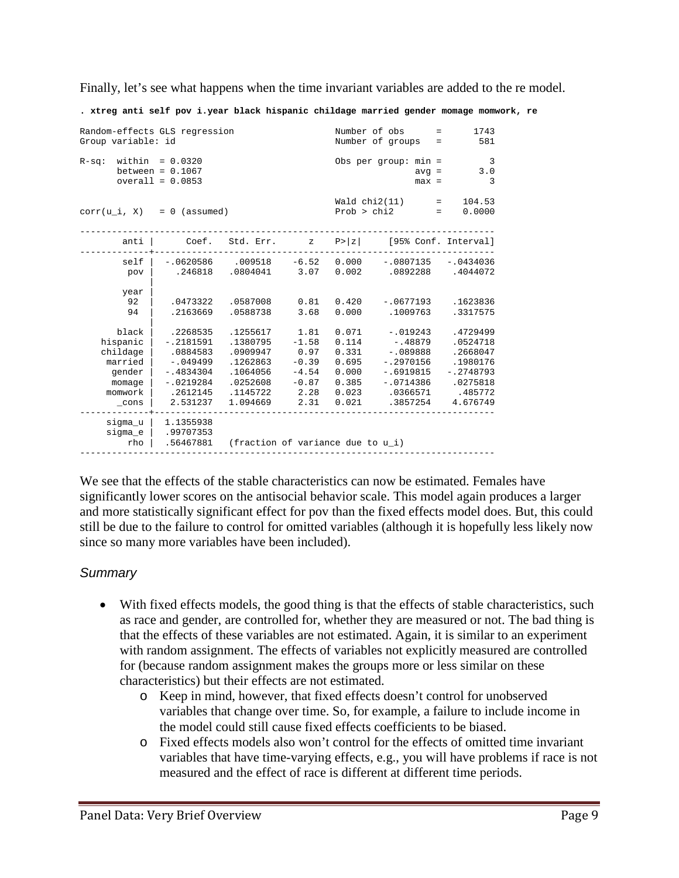Finally, let's see what happens when the time invariant variables are added to the re model.

```
. xtreg anti self pov i.year black hispanic childage married gender momage momwork, re

Random-effects GLS regression                   Number of obs      =      1743
Group variable: id                              Number of groups   =       581

R-sq:  within  = 0.0320                         Obs per group: min =         3
       between = 0.1067                                        avg =       3.0
       overall = 0.0853                                        max =         3

                                                Wald chi2(11)      =    104.53
corr(u_i, X)   = 0 (assumed)                    Prob > chi2        =    0.0000

------------------------------------------------------------------------------
        anti |      Coef.   Std. Err.      z    P>|z|     [95% Conf. Interval]
-------------+----------------------------------------------------------------
        self |  -.0620586    .009518    -6.52   0.000    -.0807135   -.0434036
         pov |    .246818   .0804041     3.07   0.002     .0892288    .4044072
             |
        year |
         92  |   .0473322   .0587008     0.81   0.420    -.0677193    .1623836
         94  |   .2163669   .0588738     3.68   0.000     .1009763    .3317575
             |
       black |   .2268535   .1255617     1.81   0.071     -.019243    .4729499
    hispanic |  -.2181591   .1380795    -1.58   0.114      -.48879    .0524718
    childage |   .0884583   .0909947     0.97   0.331     -.089888    .2668047
     married |   -.049499   .1262863    -0.39   0.695    -.2970156    .1980176
      gender |  -.4834304   .1064056    -4.54   0.000    -.6919815   -.2748793
      momage |  -.0219284   .0252608    -0.87   0.385    -.0714386    .0275818
     momwork |   .2612145   .1145722     2.28   0.023     .0366571     .485772
       _cons |   2.531237   1.094669     2.31   0.021     .3857254    4.676749
-------------+----------------------------------------------------------------
     sigma_u |  1.1355938
     sigma_e |  .99707353
         rho |  .56467881   (fraction of variance due to u_i)
------------------------------------------------------------------------------
```

We see that the effects of the stable characteristics can now be estimated. Females have significantly lower scores on the antisocial behavior scale. This model again produces a larger and more statistically significant effect for pov than the fixed effects model does. But, this could still be due to the failure to control for omitted variables (although it is hopefully less likely now since so many more variables have been included).

### *Summary*

- With fixed effects models, the good thing is that the effects of stable characteristics, such as race and gender, are controlled for, whether they are measured or not. The bad thing is that the effects of these variables are not estimated. Again, it is similar to an experiment with random assignment. The effects of variables not explicitly measured are controlled for (because random assignment makes the groups more or less similar on these characteristics) but their effects are not estimated.
    - Keep in mind, however, that fixed effects doesn't control for unobserved variables that change over time. So, for example, a failure to include income in the model could still cause fixed effects coefficients to be biased.
    - Fixed effects models also won't control for the effects of omitted time invariant variables that have time-varying effects, e.g., you will have problems if race is not measured and the effect of race is different at different time periods.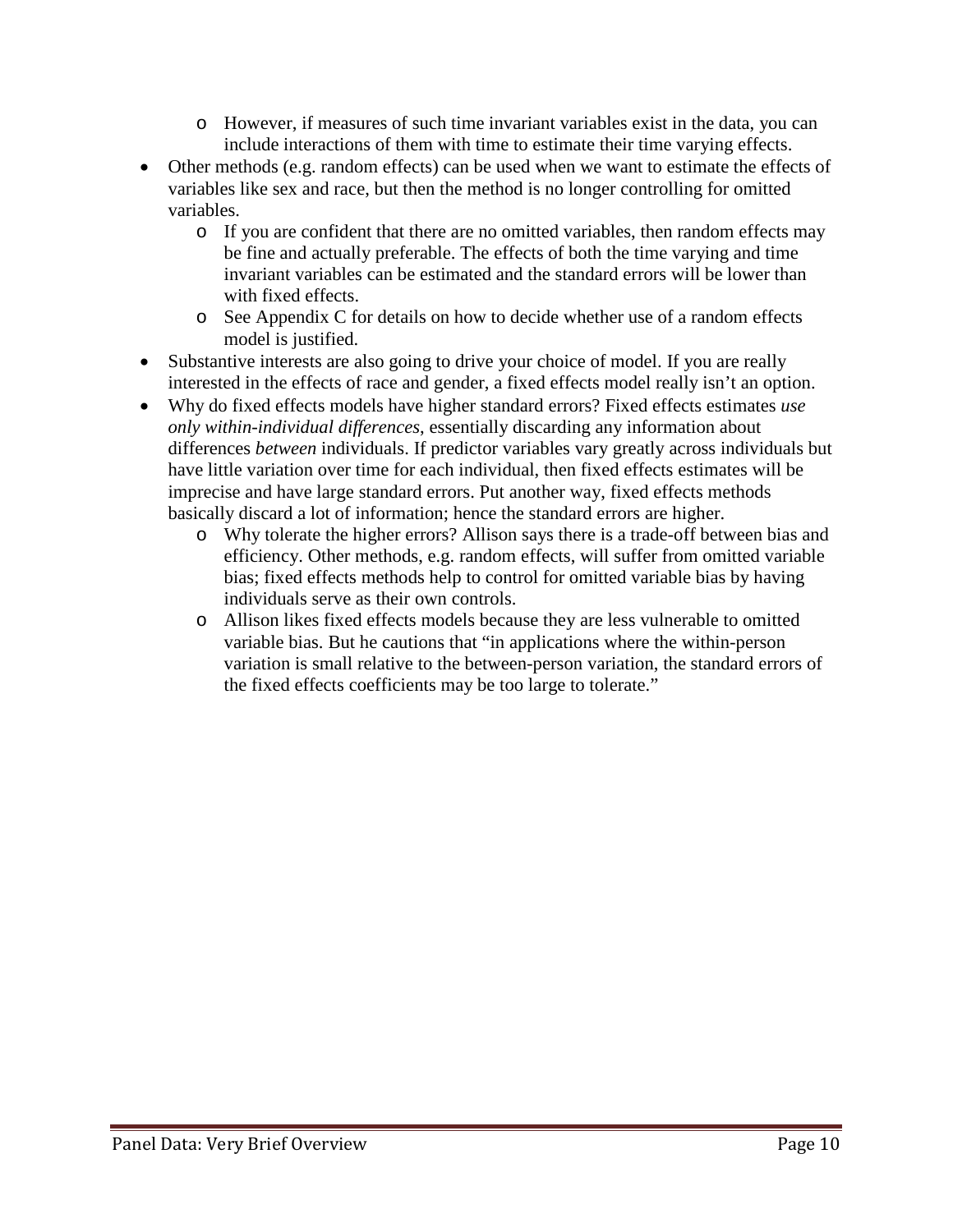- However, if measures of such time invariant variables exist in the data, you can include interactions of them with time to estimate their time varying effects.
- Other methods (e.g. random effects) can be used when we want to estimate the effects of variables like sex and race, but then the method is no longer controlling for omitted variables.
  - If you are confident that there are no omitted variables, then random effects may be fine and actually preferable. The effects of both the time varying and time invariant variables can be estimated and the standard errors will be lower than with fixed effects.
  - See Appendix C for details on how to decide whether use of a random effects model is justified.
- Substantive interests are also going to drive your choice of model. If you are really interested in the effects of race and gender, a fixed effects model really isn't an option.
- Why do fixed effects models have higher standard errors? Fixed effects estimates *use only within-individual differences*, essentially discarding any information about differences *between* individuals. If predictor variables vary greatly across individuals but have little variation over time for each individual, then fixed effects estimates will be imprecise and have large standard errors. Put another way, fixed effects methods basically discard a lot of information; hence the standard errors are higher.
  - Why tolerate the higher errors? Allison says there is a trade-off between bias and efficiency. Other methods, e.g. random effects, will suffer from omitted variable bias; fixed effects methods help to control for omitted variable bias by having individuals serve as their own controls.
  - Allison likes fixed effects models because they are less vulnerable to omitted variable bias. But he cautions that "in applications where the within-person variation is small relative to the between-person variation, the standard errors of the fixed effects coefficients may be too large to tolerate."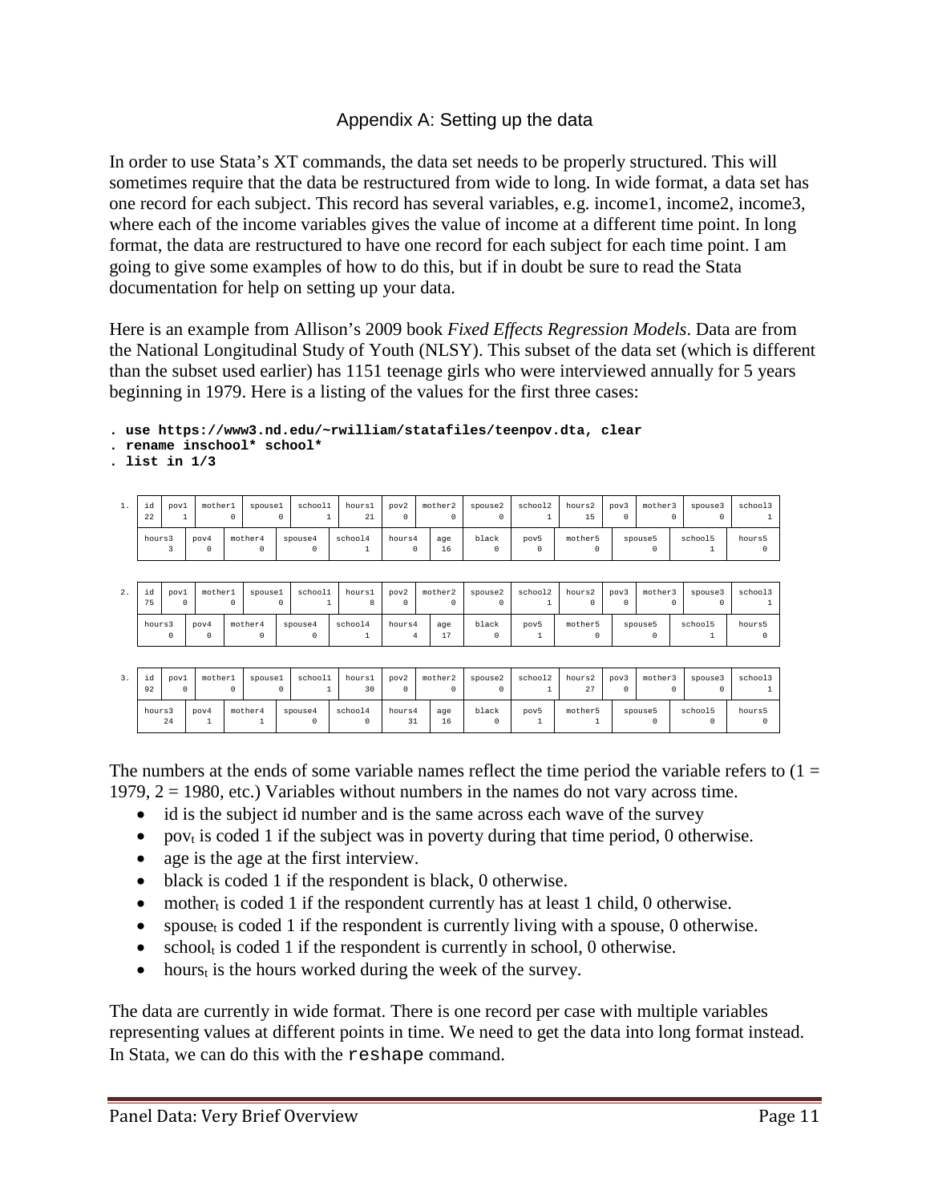## Appendix A: Setting up the data

In order to use Stata's XT commands, the data set needs to be properly structured. This will sometimes require that the data be restructured from wide to long. In wide format, a data set has one record for each subject. This record has several variables, e.g. income1, income2, income3, where each of the income variables gives the value of income at a different time point. In long format, the data are restructured to have one record for each subject for each time point. I am going to give some examples of how to do this, but if in doubt be sure to read the Stata documentation for help on setting up your data.

Here is an example from Allison's 2009 book *Fixed Effects Regression Models*. Data are from the National Longitudinal Study of Youth (NLSY). This subset of the data set (which is different than the subset used earlier) has 1151 teenage girls who were interviewed annually for 5 years beginning in 1979. Here is a listing of the values for the first three cases:

```
. use https://www3.nd.edu/~rwilliam/statafiles/teenpov.dta, clear
. rename inschool* school*
. list in 1/3

     +-------------------------------------------------------------------------------------------------------------------------------------+
  1. | id | pov1 | mother1 | spouse1 | school1 | hours1 | pov2 | mother2 | spouse2 | school2 | hours2 | pov3 | mother3 | spouse3 | school3 |
     | 22 |    1 |       0 |       0 |       1 |     21 |    0 |       0 |       0 |       1 |     15 |    0 |       0 |       0 |       1 |
     |-------------------------------------------------------------------------------------------------------------------------------------|
     | hours3 | pov4 | mother4 | spouse4 | school4 | hours4 | age | black | pov5 | mother5 |   spouse5   |   school5   |   hours5  |
     |      3 |    0 |       0 |       0 |       1 |      0 |  16 |     0 |    0 |       0 |           0 |           1 |         0 |
     +-------------------------------------------------------------------------------------------------------------------------------------+

     +-------------------------------------------------------------------------------------------------------------------------------------+
  2. | id | pov1 | mother1 | spouse1 | school1 | hours1 | pov2 | mother2 | spouse2 | school2 | hours2 | pov3 | mother3 | spouse3 | school3 |
     | 75 |    0 |       0 |       0 |       1 |      8 |    0 |       0 |       0 |       1 |      0 |    0 |       0 |       0 |       1 |
     |-------------------------------------------------------------------------------------------------------------------------------------|
     | hours3 | pov4 | mother4 | spouse4 | school4 | hours4 | age | black | pov5 | mother5 |   spouse5   |   school5   |   hours5  |
     |      0 |    0 |       0 |       0 |       1 |      4 |  17 |     0 |    1 |       0 |           0 |           1 |         0 |
     +-------------------------------------------------------------------------------------------------------------------------------------+

     +-------------------------------------------------------------------------------------------------------------------------------------+
  3. | id | pov1 | mother1 | spouse1 | school1 | hours1 | pov2 | mother2 | spouse2 | school2 | hours2 | pov3 | mother3 | spouse3 | school3 |
     | 92 |    0 |       0 |       0 |       1 |     30 |    0 |       0 |       0 |       1 |     27 |    0 |       0 |       0 |       1 |
     |-------------------------------------------------------------------------------------------------------------------------------------|
     | hours3 | pov4 | mother4 | spouse4 | school4 | hours4 | age | black | pov5 | mother5 |   spouse5   |   school5   |   hours5  |
     |     24 |    1 |       1 |       0 |       0 |     31 |  16 |     0 |    1 |       1 |           0 |           0 |         0 |
     +-------------------------------------------------------------------------------------------------------------------------------------+
```

The numbers at the ends of some variable names reflect the time period the variable refers to (1 = 1979, 2 = 1980, etc.) Variables without numbers in the names do not vary across time.

- id is the subject id number and is the same across each wave of the survey
- $pov_t$ is coded 1 if the subject was in poverty during that time period, 0 otherwise.
- age is the age at the first interview.
- black is coded 1 if the respondent is black, 0 otherwise.
- $mother_t$ is coded 1 if the respondent currently has at least 1 child, 0 otherwise.
- $spouse_t$ is coded 1 if the respondent is currently living with a spouse, 0 otherwise.
- $school_t$ is coded 1 if the respondent is currently in school, 0 otherwise.
- $hours_t$ is the hours worked during the week of the survey.

The data are currently in wide format. There is one record per case with multiple variables representing values at different points in time. We need to get the data into long format instead. In Stata, we can do this with the `reshape` command.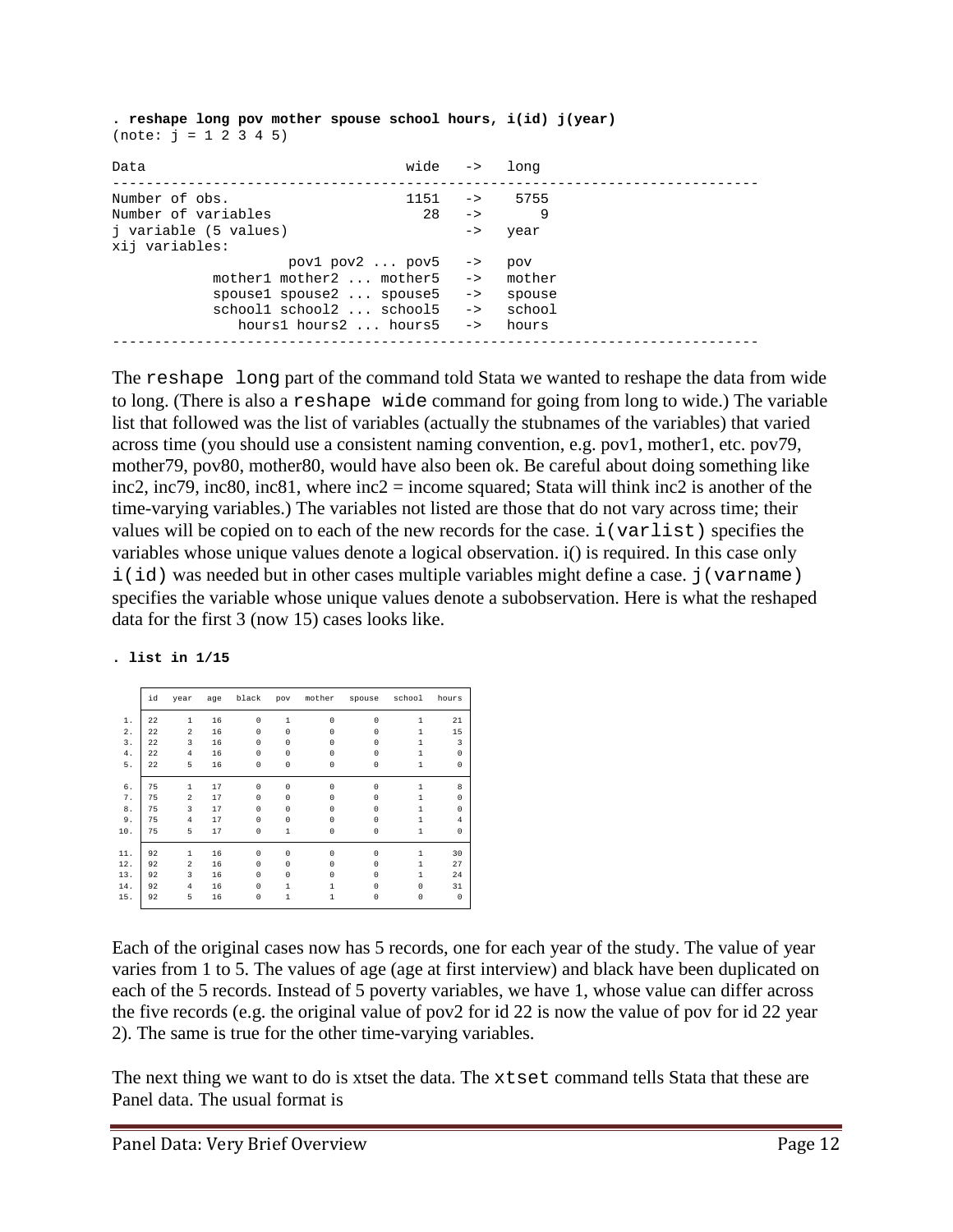```
. reshape long pov mother spouse school hours, i(id) j(year)
(note: j = 1 2 3 4 5)

Data                               wide   ->   long
-----------------------------------------------------------------------------
Number of obs.                     1151   ->    5755
Number of variables                  28   ->       9
j variable (5 values)                     ->   year
xij variables:
                      pov1 pov2 ... pov5   ->   pov
            mother1 mother2 ... mother5   ->   mother
            spouse1 spouse2 ... spouse5   ->   spouse
            school1 school2 ... school5   ->   school
               hours1 hours2 ... hours5   ->   hours
-----------------------------------------------------------------------------
```

The `reshape long` part of the command told Stata we wanted to reshape the data from wide to long. (There is also a `reshape wide` command for going from long to wide.) The variable list that followed was the list of variables (actually the stubnames of the variables) that varied across time (you should use a consistent naming convention, e.g. pov1, mother1, etc. pov79, mother79, pov80, mother80, would have also been ok. Be careful about doing something like inc2, inc79, inc80, inc81, where inc2 = income squared; Stata will think inc2 is another of the time-varying variables.) The variables not listed are those that do not vary across time; their values will be copied on to each of the new records for the case. `i(varlist)` specifies the variables whose unique values denote a logical observation. i() is required. In this case only `i(id)` was needed but in other cases multiple variables might define a case. `j(varname)` specifies the variable whose unique values denote a subobservation. Here is what the reshaped data for the first 3 (now 15) cases looks like.

```
. list in 1/15
```

|  | id | year | age | black | pov | mother | spouse | school | hours |
|---|---|---|---|---|---|---|---|---|---|
| 1. | 22 | 1 | 16 | 0 | 1 | 0 | 0 | 1 | 21 |
| 2. | 22 | 2 | 16 | 0 | 0 | 0 | 0 | 1 | 15 |
| 3. | 22 | 3 | 16 | 0 | 0 | 0 | 0 | 1 | 3 |
| 4. | 22 | 4 | 16 | 0 | 0 | 0 | 0 | 1 | 0 |
| 5. | 22 | 5 | 16 | 0 | 0 | 0 | 0 | 1 | 0 |
| 6. | 75 | 1 | 17 | 0 | 0 | 0 | 0 | 1 | 8 |
| 7. | 75 | 2 | 17 | 0 | 0 | 0 | 0 | 1 | 0 |
| 8. | 75 | 3 | 17 | 0 | 0 | 0 | 0 | 1 | 0 |
| 9. | 75 | 4 | 17 | 0 | 0 | 0 | 0 | 1 | 4 |
| 10. | 75 | 5 | 17 | 0 | 1 | 0 | 0 | 1 | 0 |
| 11. | 92 | 1 | 16 | 0 | 0 | 0 | 0 | 1 | 30 |
| 12. | 92 | 2 | 16 | 0 | 0 | 0 | 0 | 1 | 27 |
| 13. | 92 | 3 | 16 | 0 | 0 | 0 | 0 | 1 | 24 |
| 14. | 92 | 4 | 16 | 0 | 1 | 1 | 0 | 0 | 31 |
| 15. | 92 | 5 | 16 | 0 | 1 | 1 | 0 | 0 | 0 |

Each of the original cases now has 5 records, one for each year of the study. The value of year varies from 1 to 5. The values of age (age at first interview) and black have been duplicated on each of the 5 records. Instead of 5 poverty variables, we have 1, whose value can differ across the five records (e.g. the original value of pov2 for id 22 is now the value of pov for id 22 year 2). The same is true for the other time-varying variables.

The next thing we want to do is xtset the data. The `xtset` command tells Stata that these are Panel data. The usual format is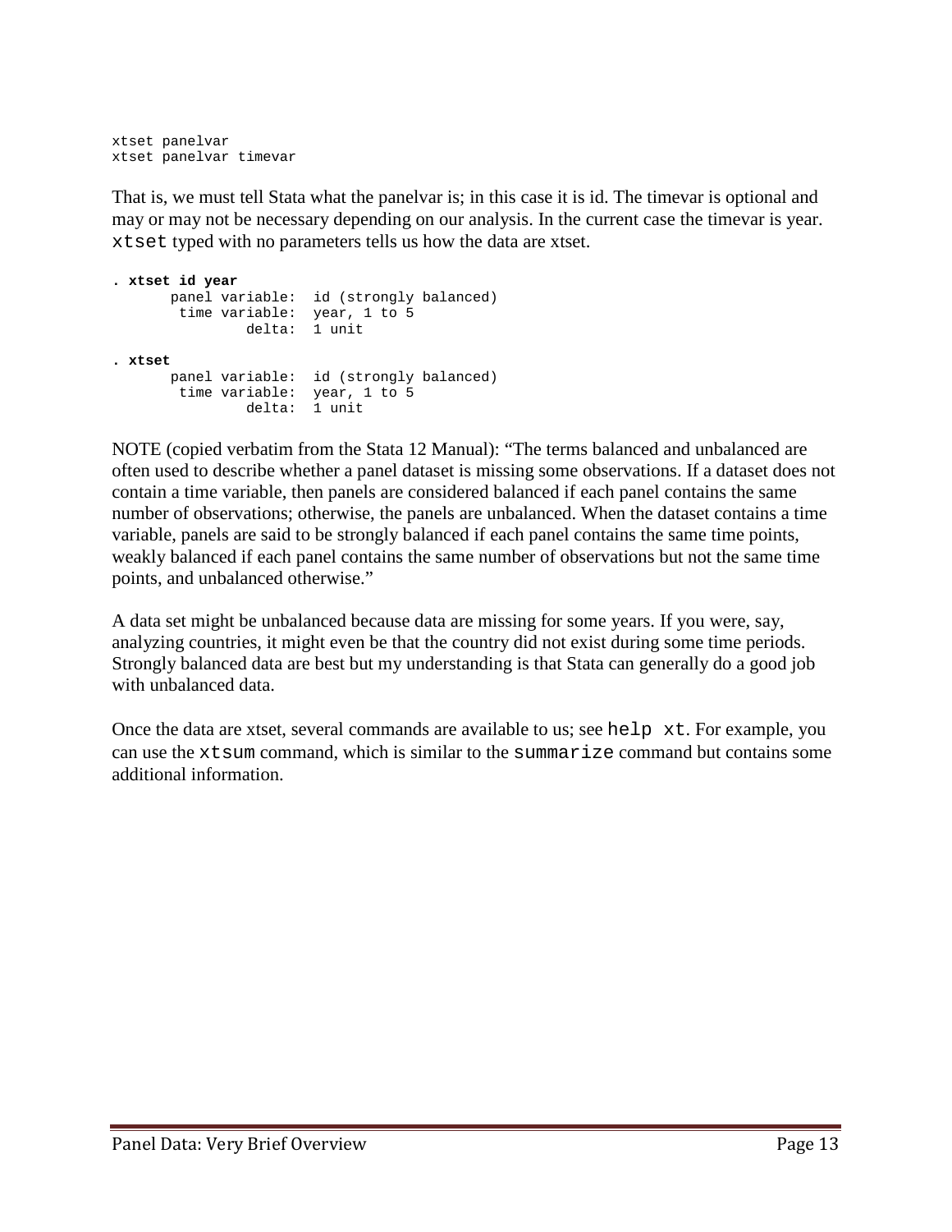```
xtset panelvar
xtset panelvar timevar
```

That is, we must tell Stata what the panelvar is; in this case it is id. The timevar is optional and may or may not be necessary depending on our analysis. In the current case the timevar is year. `xtset` typed with no parameters tells us how the data are xtset.

```
. xtset id year
       panel variable:  id (strongly balanced)
        time variable:  year, 1 to 5
                delta:  1 unit

. xtset
       panel variable:  id (strongly balanced)
        time variable:  year, 1 to 5
                delta:  1 unit
```

NOTE (copied verbatim from the Stata 12 Manual): "The terms balanced and unbalanced are often used to describe whether a panel dataset is missing some observations. If a dataset does not contain a time variable, then panels are considered balanced if each panel contains the same number of observations; otherwise, the panels are unbalanced. When the dataset contains a time variable, panels are said to be strongly balanced if each panel contains the same time points, weakly balanced if each panel contains the same number of observations but not the same time points, and unbalanced otherwise."

A data set might be unbalanced because data are missing for some years. If you were, say, analyzing countries, it might even be that the country did not exist during some time periods. Strongly balanced data are best but my understanding is that Stata can generally do a good job with unbalanced data.

Once the data are xtset, several commands are available to us; see `help xt`. For example, you can use the `xtsum` command, which is similar to the `summarize` command but contains some additional information.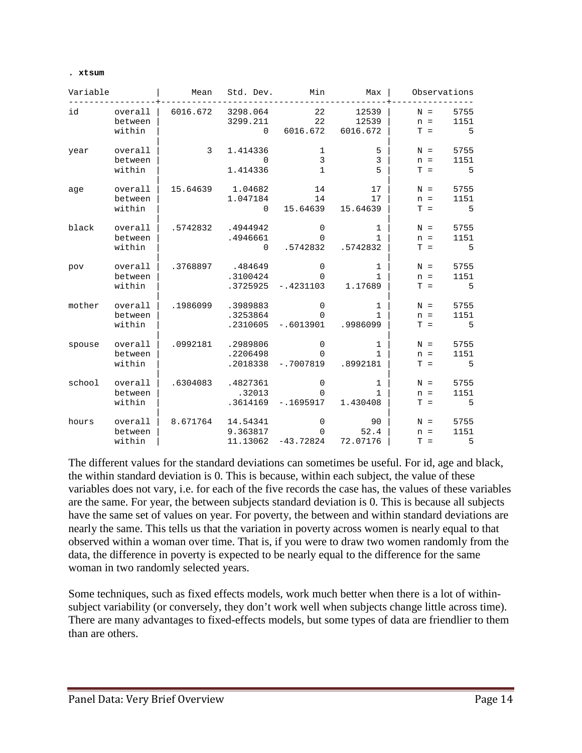```
. xtsum

Variable         |      Mean   Std. Dev.       Min        Max |    Observations
-----------------+--------------------------------------------+----------------
id       overall |  6016.672   3298.064         22      12539 |     N =    5755
         between |             3299.211         22      12539 |     n =    1151
         within  |                    0   6016.672   6016.672 |     T =       5
                 |                                            |
year     overall |         3   1.414336          1          5 |     N =    5755
         between |                    0          3          3 |     n =    1151
         within  |             1.414336          1          5 |     T =       5
                 |                                            |
age      overall |  15.64639    1.04682         14         17 |     N =    5755
         between |             1.047184         14         17 |     n =    1151
         within  |                    0   15.64639   15.64639 |     T =       5
                 |                                            |
black    overall |  .5742832   .4944942          0          1 |     N =    5755
         between |             .4946661          0          1 |     n =    1151
         within  |                    0   .5742832   .5742832 |     T =       5
                 |                                            |
pov      overall |  .3768897    .484649          0          1 |     N =    5755
         between |             .3100424          0          1 |     n =    1151
         within  |             .3725925  -.4231103    1.17689 |     T =       5
                 |                                            |
mother   overall |  .1986099   .3989883          0          1 |     N =    5755
         between |             .3253864          0          1 |     n =    1151
         within  |             .2310605  -.6013901   .9986099 |     T =       5
                 |                                            |
spouse   overall |  .0992181   .2989806          0          1 |     N =    5755
         between |             .2206498          0          1 |     n =    1151
         within  |             .2018338  -.7007819   .8992181 |     T =       5
                 |                                            |
school   overall |  .6304083   .4827361          0          1 |     N =    5755
         between |               .32013          0          1 |     n =    1151
         within  |             .3614169  -.1695917   1.430408 |     T =       5
                 |                                            |
hours    overall |  8.671764   14.54341          0         90 |     N =    5755
         between |             9.363817          0       52.4 |     n =    1151
         within  |             11.13062  -43.72824   72.07176 |     T =       5
```

The different values for the standard deviations can sometimes be useful. For id, age and black, the within standard deviation is 0. This is because, within each subject, the value of these variables does not vary, i.e. for each of the five records the case has, the values of these variables are the same. For year, the between subjects standard deviation is 0. This is because all subjects have the same set of values on year. For poverty, the between and within standard deviations are nearly the same. This tells us that the variation in poverty across women is nearly equal to that observed within a woman over time. That is, if you were to draw two women randomly from the data, the difference in poverty is expected to be nearly equal to the difference for the same woman in two randomly selected years.

Some techniques, such as fixed effects models, work much better when there is a lot of within-subject variability (or conversely, they don't work well when subjects change little across time). There are many advantages to fixed-effects models, but some types of data are friendlier to them than are others.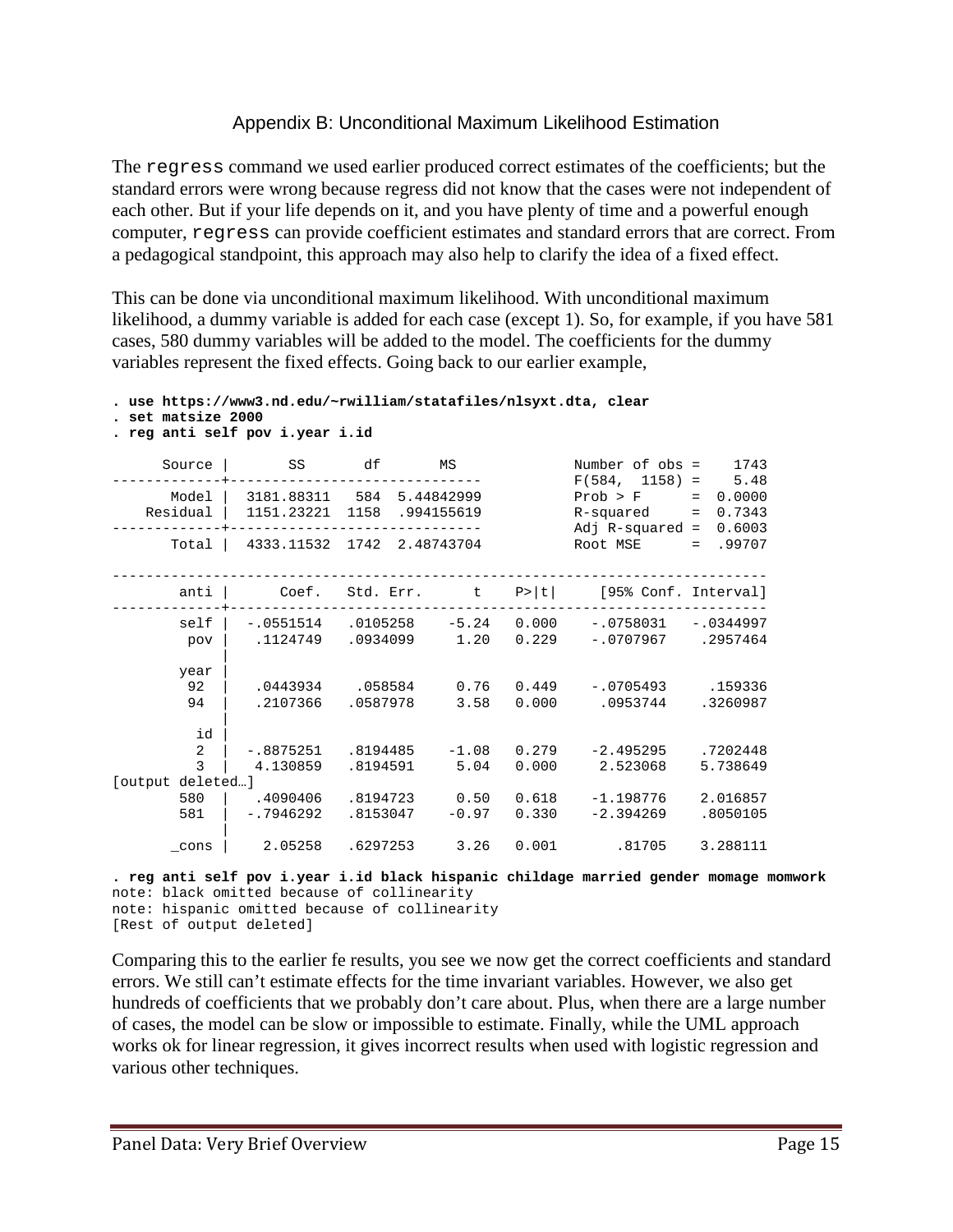## Appendix B: Unconditional Maximum Likelihood Estimation

The `regress` command we used earlier produced correct estimates of the coefficients; but the standard errors were wrong because regress did not know that the cases were not independent of each other. But if your life depends on it, and you have plenty of time and a powerful enough computer, `regress` can provide coefficient estimates and standard errors that are correct. From a pedagogical standpoint, this approach may also help to clarify the idea of a fixed effect.

This can be done via unconditional maximum likelihood. With unconditional maximum likelihood, a dummy variable is added for each case (except 1). So, for example, if you have 581 cases, 580 dummy variables will be added to the model. The coefficients for the dummy variables represent the fixed effects. Going back to our earlier example,

```
. use https://www3.nd.edu/~rwilliam/statafiles/nlsyxt.dta, clear
. set matsize 2000
. reg anti self pov i.year i.id

      Source |       SS       df       MS              Number of obs =    1743
-------------+------------------------------           F(584,  1158) =    5.48
       Model |  3181.88311   584  5.44842999           Prob > F      =  0.0000
    Residual |  1151.23221  1158  .994155619           R-squared     =  0.7343
-------------+------------------------------           Adj R-squared =  0.6003
       Total |  4333.11532  1742  2.48743704           Root MSE      =  .99707

------------------------------------------------------------------------------
        anti |      Coef.   Std. Err.      t    P>|t|     [95% Conf. Interval]
-------------+----------------------------------------------------------------
        self |  -.0551514   .0105258    -5.24   0.000    -.0758031   -.0344997
         pov |   .1124749   .0934099     1.20   0.229    -.0707967    .2957464
             |
        year |
         92  |   .0443934    .058584     0.76   0.449    -.0705493     .159336
         94  |   .2107366   .0587978     3.58   0.000     .0953744    .3260987
             |
          id |
          2  |  -.8875251   .8194485    -1.08   0.279    -2.495295    .7202448
          3  |   4.130859   .8194591     5.04   0.000     2.523068    5.738649
[output deleted…]
        580  |   .4090406   .8194723     0.50   0.618    -1.198776    2.016857
        581  |  -.7946292   .8153047    -0.97   0.330    -2.394269    .8050105
             |
       _cons |    2.05258   .6297253     3.26   0.001       .81705    3.288111

. reg anti self pov i.year i.id black hispanic childage married gender momage momwork
note: black omitted because of collinearity
note: hispanic omitted because of collinearity
[Rest of output deleted]
```

Comparing this to the earlier fe results, you see we now get the correct coefficients and standard errors. We still can't estimate effects for the time invariant variables. However, we also get hundreds of coefficients that we probably don't care about. Plus, when there are a large number of cases, the model can be slow or impossible to estimate. Finally, while the UML approach works ok for linear regression, it gives incorrect results when used with logistic regression and various other techniques.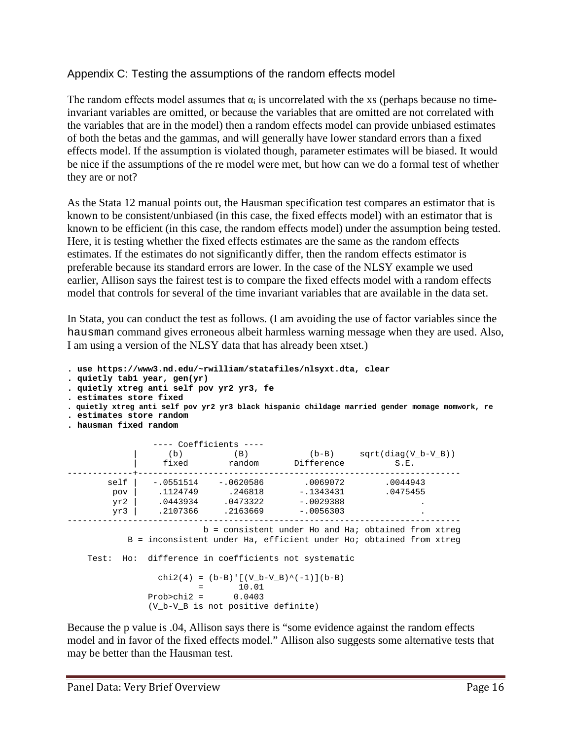## Appendix C: Testing the assumptions of the random effects model

The random effects model assumes that $\alpha_i$ is uncorrelated with the xs (perhaps because no time-invariant variables are omitted, or because the variables that are omitted are not correlated with the variables that are in the model) then a random effects model can provide unbiased estimates of both the betas and the gammas, and will generally have lower standard errors than a fixed effects model. If the assumption is violated though, parameter estimates will be biased. It would be nice if the assumptions of the re model were met, but how can we do a formal test of whether they are or not?

As the Stata 12 manual points out, the Hausman specification test compares an estimator that is known to be consistent/unbiased (in this case, the fixed effects model) with an estimator that is known to be efficient (in this case, the random effects model) under the assumption being tested. Here, it is testing whether the fixed effects estimates are the same as the random effects estimates. If the estimates do not significantly differ, then the random effects estimator is preferable because its standard errors are lower. In the case of the NLSY example we used earlier, Allison says the fairest test is to compare the fixed effects model with a random effects model that controls for several of the time invariant variables that are available in the data set.

In Stata, you can conduct the test as follows. (I am avoiding the use of factor variables since the `hausman` command gives erroneous albeit harmless warning message when they are used. Also, I am using a version of the NLSY data that has already been xtset.)

```
. use https://www3.nd.edu/~rwilliam/statafiles/nlsyxt.dta, clear
. quietly tab1 year, gen(yr)
. quietly xtreg anti self pov yr2 yr3, fe
. estimates store fixed
. quietly xtreg anti self pov yr2 yr3 black hispanic childage married gender momage momwork, re
. estimates store random
. hausman fixed random

                 ---- Coefficients ----
             |      (b)          (B)            (b-B)     sqrt(diag(V_b-V_B))
             |     fixed        random       Difference          S.E.
-------------+----------------------------------------------------------------
        self |   -.0551514    -.0620586        .0069072        .0044943
         pov |    .1124749      .246818       -.1343431        .0475455
         yr2 |    .0443934     .0473322       -.0029388               .
         yr3 |    .2107366     .2163669       -.0056303               .
------------------------------------------------------------------------------
                           b = consistent under Ho and Ha; obtained from xtreg
            B = inconsistent under Ha, efficient under Ho; obtained from xtreg

    Test:  Ho:  difference in coefficients not systematic

                  chi2(4) = (b-B)'[(V_b-V_B)^(-1)](b-B)
                          =       10.01
                Prob>chi2 =      0.0403
                (V_b-V_B is not positive definite)
```

Because the p value is .04, Allison says there is "some evidence against the random effects model and in favor of the fixed effects model." Allison also suggests some alternative tests that may be better than the Hausman test.